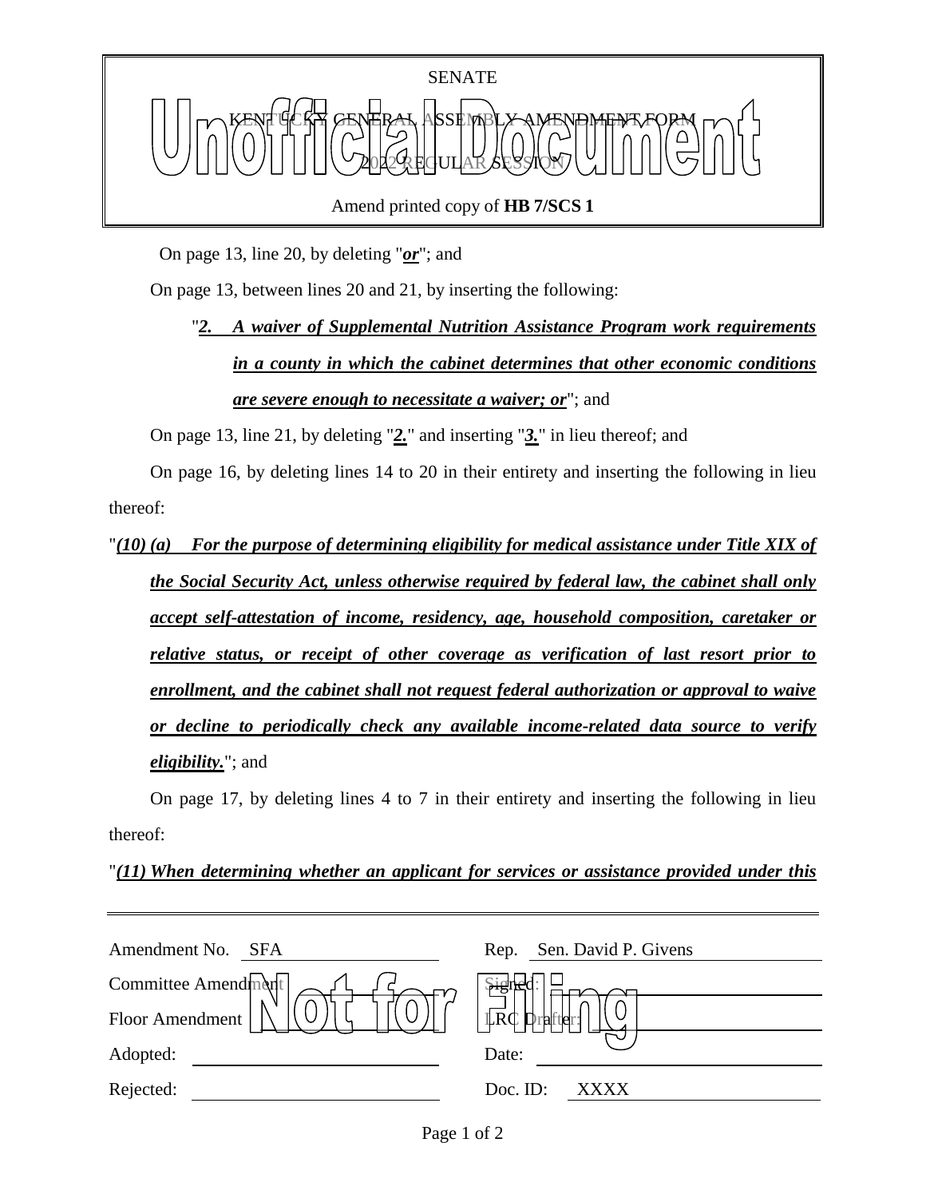SENATE

KENTUCKY GENERAL ASSEMBLY AMENDMENT FORM

2022 REGULAR SESSION

Amend printed copy of **HB 7/SCS 1**

Unofficial Document

On page 13, line 20, by deleting "***or***"; and

On page 13, between lines 20 and 21, by inserting the following:

"***2. A waiver of Supplemental Nutrition Assistance Program work requirements in a county in which the cabinet determines that other economic conditions are severe enough to necessitate a waiver; or***"; and

On page 13, line 21, by deleting "**2.**" and inserting "***3.***" in lieu thereof; and

On page 16, by deleting lines 14 to 20 in their entirety and inserting the following in lieu thereof:

"***(10) (a) For the purpose of determining eligibility for medical assistance under Title XIX of the Social Security Act, unless otherwise required by federal law, the cabinet shall only accept self-attestation of income, residency, age, household composition, caretaker or relative status, or receipt of other coverage as verification of last resort prior to enrollment, and the cabinet shall not request federal authorization or approval to waive or decline to periodically check any available income-related data source to verify eligibility.***"; and

On page 17, by deleting lines 4 to 7 in their entirety and inserting the following in lieu thereof:

"***(11) When determining whether an applicant for services or assistance provided under this***

| | | | |
|---|---|---|---|
| Amendment No. | SFA | Rep. | Sen. David P. Givens |
| Committee Amendment | | Signed: | |
| Floor Amendment | | LRC Drafter: | |
| Adopted: | | Date: | |
| Rejected: | | Doc. ID: | XXXX |

Not for Filing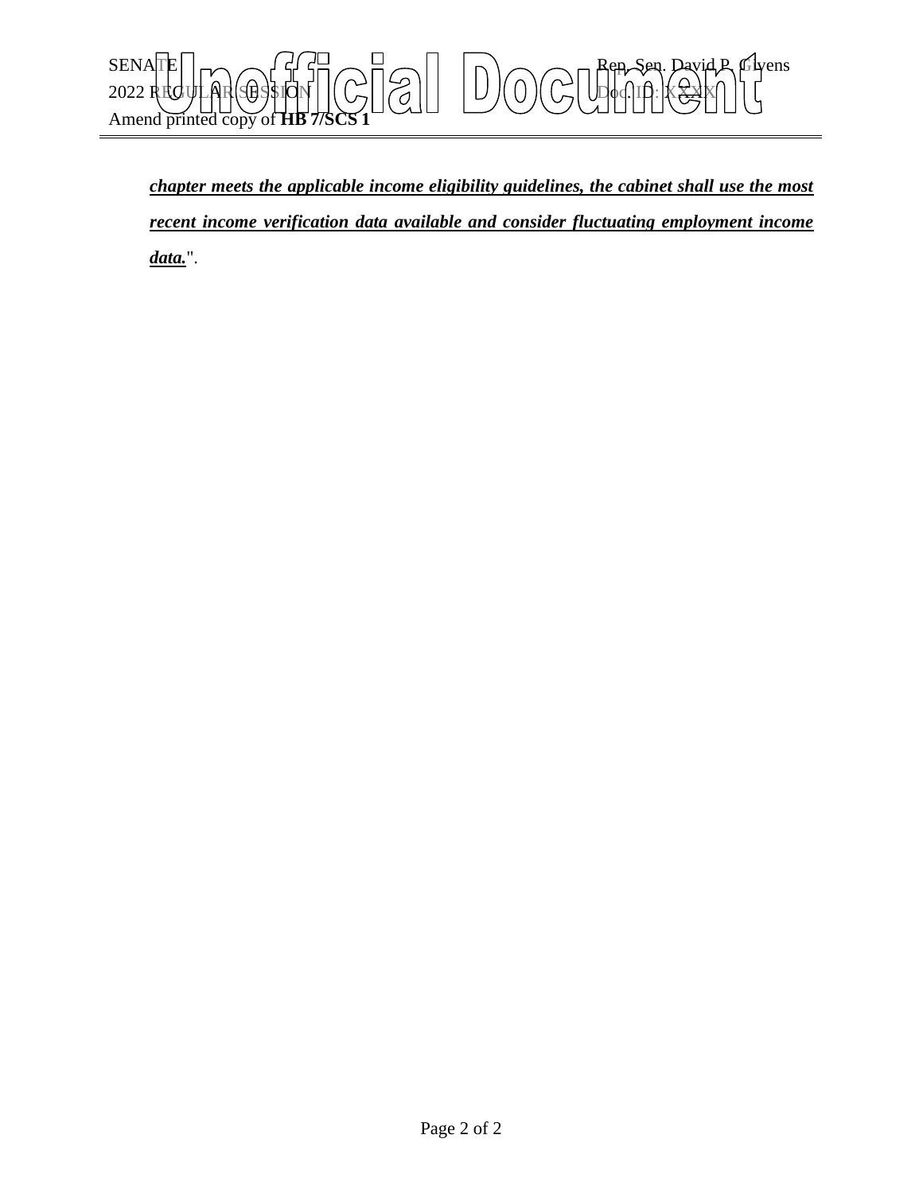***chapter meets the applicable income eligibility guidelines, the cabinet shall use the most recent income verification data available and consider fluctuating employment income data.***".